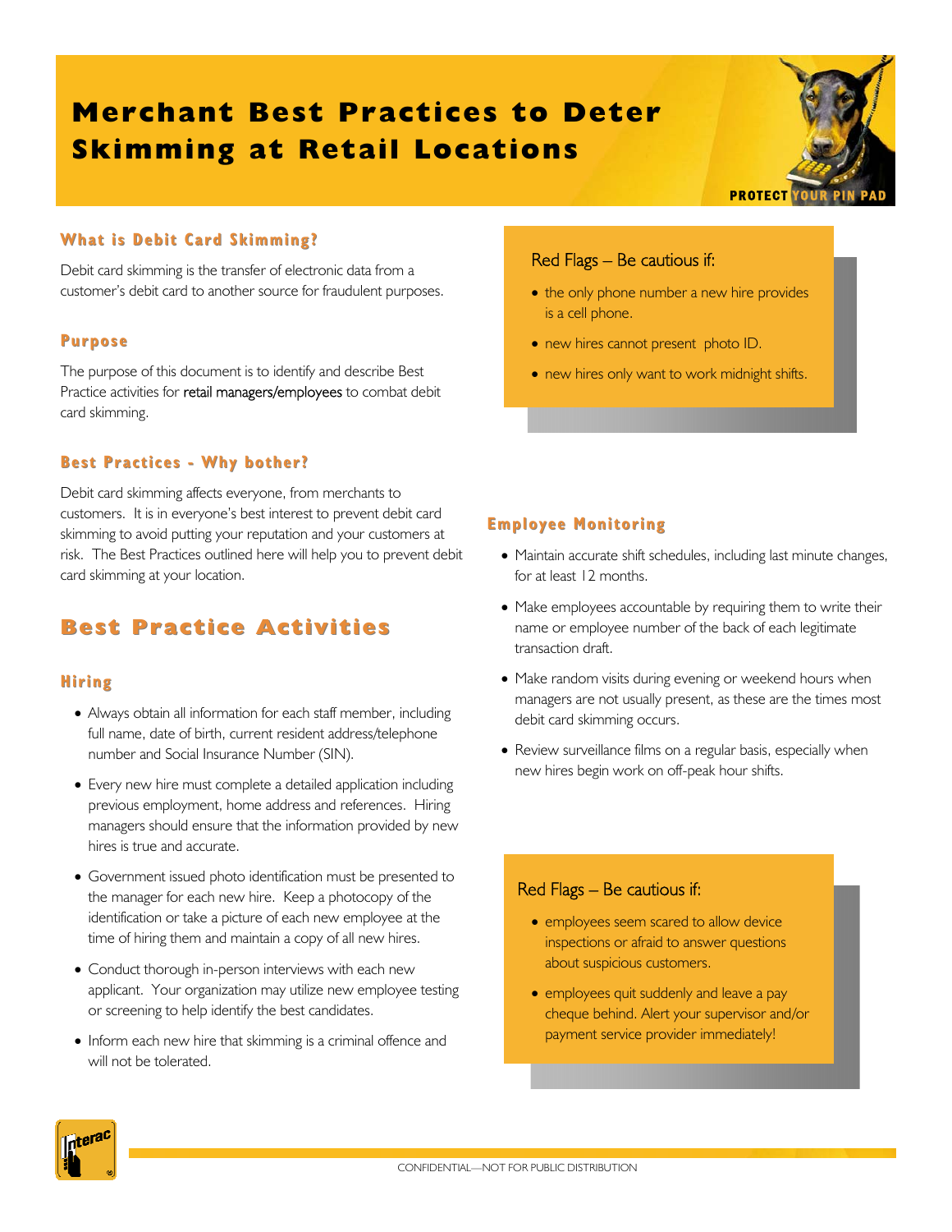# Merchant Best Practices to Deter Skimming at Retail Locations

PROTECT YOUR PIN PAD

### What is Debit Card Skimming?

Debit card skimming is the transfer of electronic data from a customer's debit card to another source for fraudulent purposes.

### Purpose

The purpose of this document is to identify and describe Best Practice activities for retail managers/employees to combat debit card skimming.

### Best Practices - Why bother?

Debit card skimming affects everyone, from merchants to customers. It is in everyone's best interest to prevent debit card skimming to avoid putting your reputation and your customers at risk. The Best Practices outlined here will help you to prevent debit card skimming at your location.

## Best Practice Activities

### Hiring

- Always obtain all information for each staff member, including full name, date of birth, current resident address/telephone number and Social Insurance Number (SIN).
- Every new hire must complete a detailed application including previous employment, home address and references. Hiring managers should ensure that the information provided by new hires is true and accurate.
- Government issued photo identification must be presented to the manager for each new hire. Keep a photocopy of the identification or take a picture of each new employee at the time of hiring them and maintain a copy of all new hires.
- Conduct thorough in-person interviews with each new applicant. Your organization may utilize new employee testing or screening to help identify the best candidates.
- Inform each new hire that skimming is a criminal offence and will not be tolerated.

**Red Flags – Be cautious if:**

- the only phone number a new hire provides is a cell phone.
- new hires cannot present photo ID.
- new hires only want to work midnight shifts.

### Employee Monitoring

- Maintain accurate shift schedules, including last minute changes, for at least 12 months.
- Make employees accountable by requiring them to write their name or employee number of the back of each legitimate transaction draft.
- Make random visits during evening or weekend hours when managers are not usually present, as these are the times most debit card skimming occurs.
- Review surveillance films on a regular basis, especially when new hires begin work on off-peak hour shifts.

**Red Flags – Be cautious if:**

- employees seem scared to allow device inspections or afraid to answer questions about suspicious customers.
- employees quit suddenly and leave a pay cheque behind. Alert your supervisor and/or payment service provider immediately!

CONFIDENTIAL—NOT FOR PUBLIC DISTRIBUTION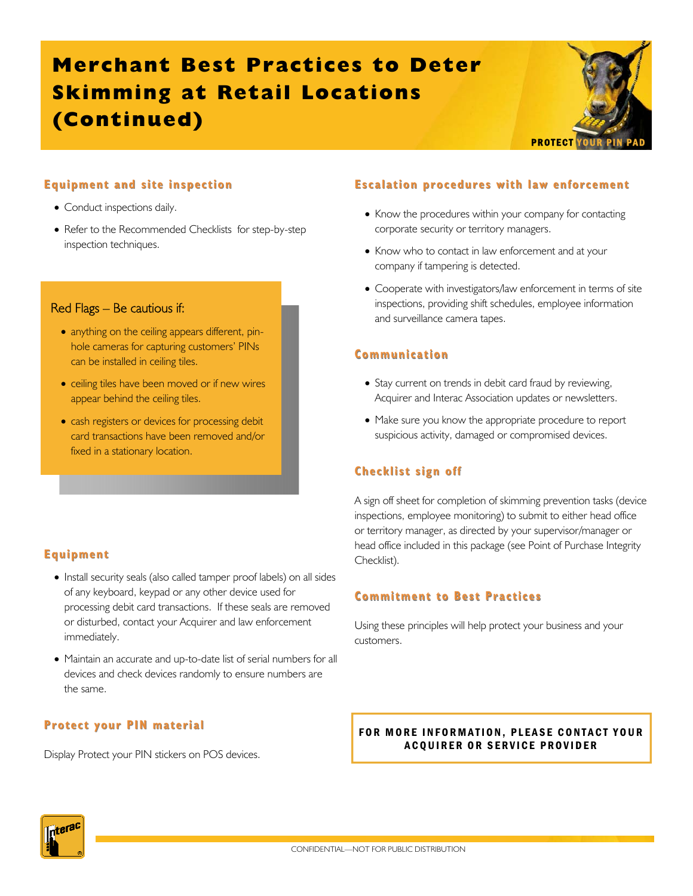# Merchant Best Practices to Deter Skimming at Retail Locations (Continued)

PROTECT YOUR PIN PAD

## Equipment and site inspection

- Conduct inspections daily.
- Refer to the Recommended Checklists for step-by-step inspection techniques.

### Red Flags – Be cautious if:

- anything on the ceiling appears different, pin-hole cameras for capturing customers' PINs can be installed in ceiling tiles.
- ceiling tiles have been moved or if new wires appear behind the ceiling tiles.
- cash registers or devices for processing debit card transactions have been removed and/or fixed in a stationary location.

## Equipment

- Install security seals (also called tamper proof labels) on all sides of any keyboard, keypad or any other device used for processing debit card transactions. If these seals are removed or disturbed, contact your Acquirer and law enforcement immediately.
- Maintain an accurate and up-to-date list of serial numbers for all devices and check devices randomly to ensure numbers are the same.

## Protect your PIN material

Display Protect your PIN stickers on POS devices.

## Escalation procedures with law enforcement

- Know the procedures within your company for contacting corporate security or territory managers.
- Know who to contact in law enforcement and at your company if tampering is detected.
- Cooperate with investigators/law enforcement in terms of site inspections, providing shift schedules, employee information and surveillance camera tapes.

## Communication

- Stay current on trends in debit card fraud by reviewing, Acquirer and Interac Association updates or newsletters.
- Make sure you know the appropriate procedure to report suspicious activity, damaged or compromised devices.

## Checklist sign off

A sign off sheet for completion of skimming prevention tasks (device inspections, employee monitoring) to submit to either head office or territory manager, as directed by your supervisor/manager or head office included in this package (see Point of Purchase Integrity Checklist).

## Commitment to Best Practices

Using these principles will help protect your business and your customers.

**FOR MORE INFORMATION, PLEASE CONTACT YOUR ACQUIRER OR SERVICE PROVIDER**

CONFIDENTIAL—NOT FOR PUBLIC DISTRIBUTION